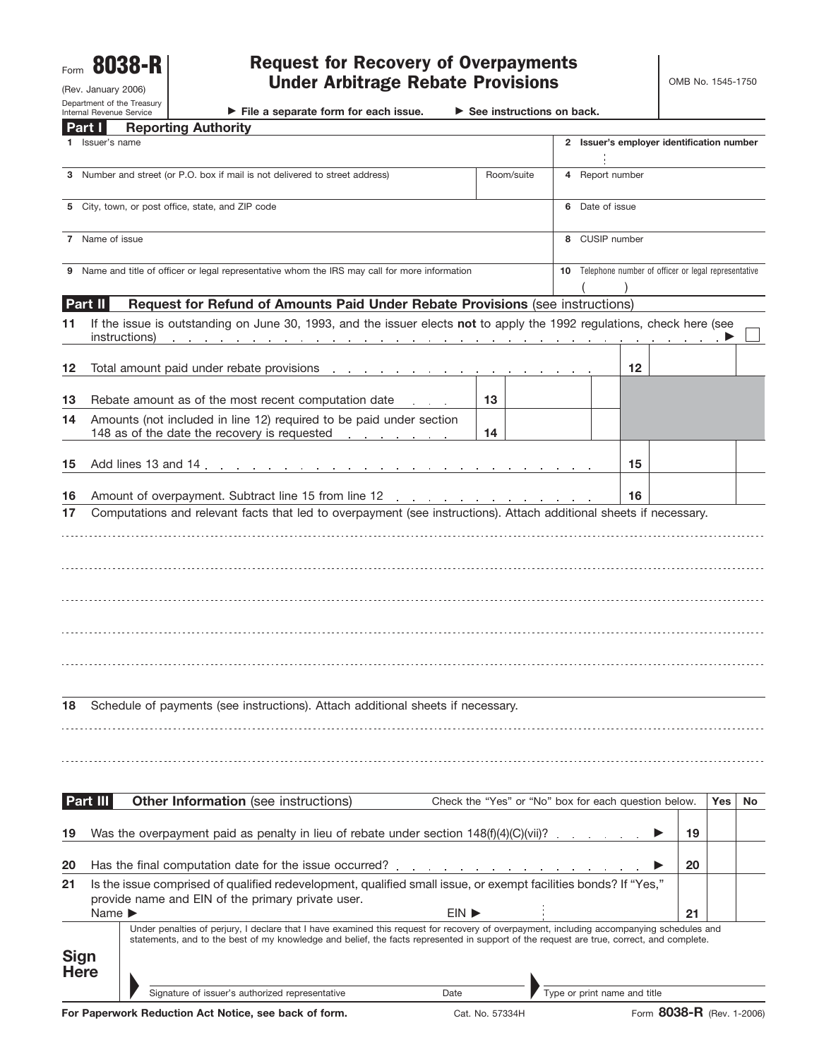Form **8038-R**

(Rev. January 2006)

Department of the Treasury
Internal Revenue Service

# Request for Recovery of Overpayments Under Arbitrage Rebate Provisions

▶ File a separate form for each issue. ▶ See instructions on back.

OMB No. 1545-1750

## Part I Reporting Authority

| | |
|---|---|
| 1 Issuer's name | 2 Issuer's employer identification number |
| 3 Number and street (or P.O. box if mail is not delivered to street address) — Room/suite | 4 Report number |
| 5 City, town, or post office, state, and ZIP code | 6 Date of issue |
| 7 Name of issue | 8 CUSIP number |
| 9 Name and title of officer or legal representative whom the IRS may call for more information | 10 Telephone number of officer or legal representative ( ) |

## Part II Request for Refund of Amounts Paid Under Rebate Provisions (see instructions)

**11** If the issue is outstanding on June 30, 1993, and the issuer elects **not** to apply the 1992 regulations, check here (see instructions) . . . . . ▶ ☐

| | | | | |
|---|---|---|---|---|
| **12** | Total amount paid under rebate provisions . . . . . | | **12** | |
| **13** | Rebate amount as of the most recent computation date . . . | **13** | | |
| **14** | Amounts (not included in line 12) required to be paid under section 148 as of the date the recovery is requested . . . . . | **14** | | |
| **15** | Add lines 13 and 14 . . . . . | | **15** | |
| **16** | Amount of overpayment. Subtract line 15 from line 12 . . . . . | | **16** | |

**17** Computations and relevant facts that led to overpayment (see instructions). Attach additional sheets if necessary.

**18** Schedule of payments (see instructions). Attach additional sheets if necessary.

## Part III Other Information (see instructions)

Check the "Yes" or "No" box for each question below.

| | | | Yes | No |
|---|---|---|---|---|
| **19** | Was the overpayment paid as penalty in lieu of rebate under section 148(f)(4)(C)(vii)? . . . ▶ | **19** | | |
| **20** | Has the final computation date for the issue occurred? . . . . . ▶ | **20** | | |
| **21** | Is the issue comprised of qualified redevelopment, qualified small issue, or exempt facilities bonds? If "Yes," provide name and EIN of the primary private user. Name ▶ EIN ▶ | **21** | | |

**Sign Here**

Under penalties of perjury, I declare that I have examined this request for recovery of overpayment, including accompanying schedules and statements, and to the best of my knowledge and belief, the facts represented in support of the request are true, correct, and complete.

Signature of issuer's authorized representative | Date | Type or print name and title

**For Paperwork Reduction Act Notice, see back of form.** Cat. No. 57334H Form **8038-R** (Rev. 1-2006)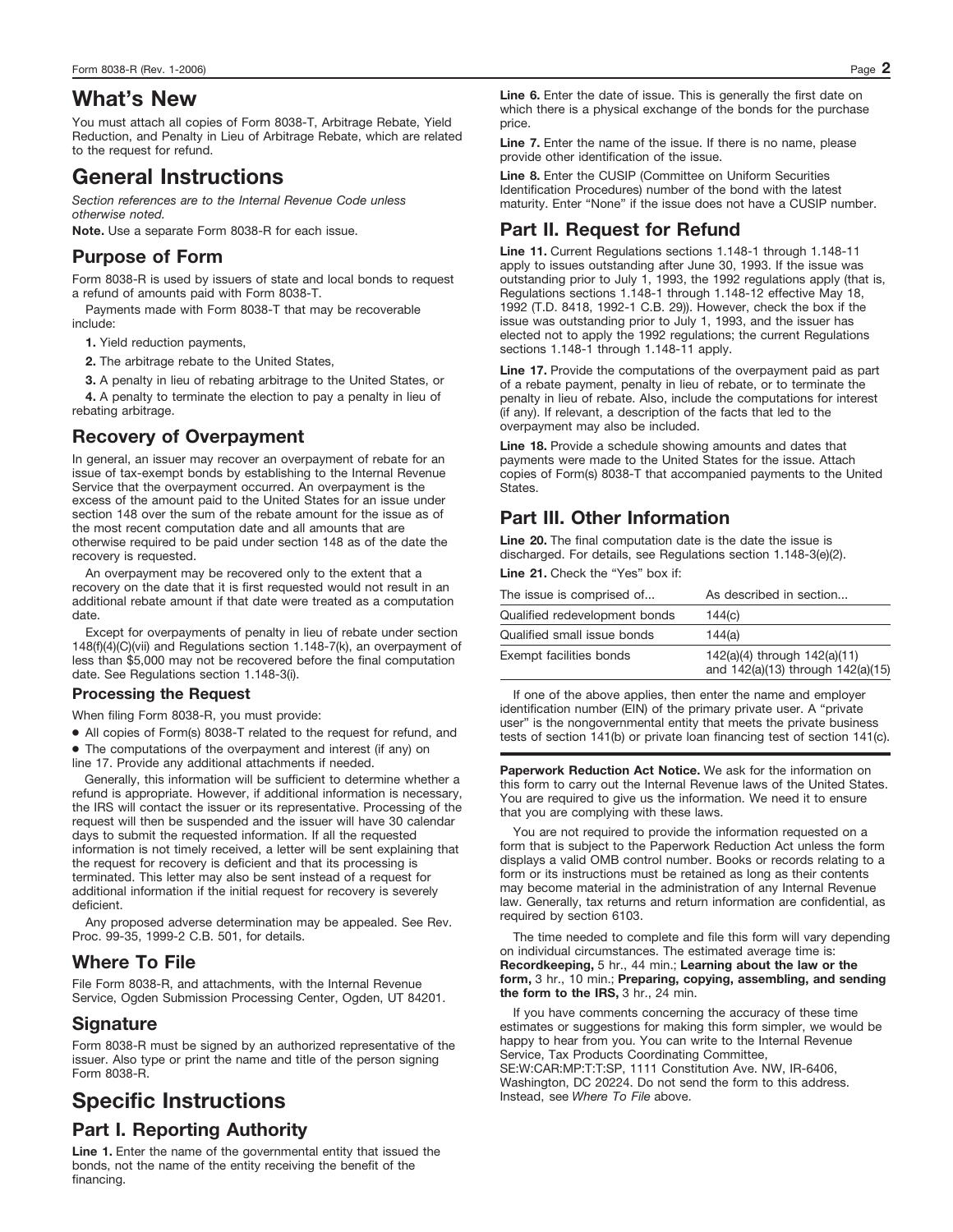## What's New

You must attach all copies of Form 8038-T, Arbitrage Rebate, Yield Reduction, and Penalty in Lieu of Arbitrage Rebate, which are related to the request for refund.

# General Instructions

*Section references are to the Internal Revenue Code unless otherwise noted.*

**Note.** Use a separate Form 8038-R for each issue.

## Purpose of Form

Form 8038-R is used by issuers of state and local bonds to request a refund of amounts paid with Form 8038-T.

Payments made with Form 8038-T that may be recoverable include:

1. Yield reduction payments,
2. The arbitrage rebate to the United States,
3. A penalty in lieu of rebating arbitrage to the United States, or
4. A penalty to terminate the election to pay a penalty in lieu of rebating arbitrage.

## Recovery of Overpayment

In general, an issuer may recover an overpayment of rebate for an issue of tax-exempt bonds by establishing to the Internal Revenue Service that the overpayment occurred. An overpayment is the excess of the amount paid to the United States for an issue under section 148 over the sum of the rebate amount for the issue as of the most recent computation date and all amounts that are otherwise required to be paid under section 148 as of the date the recovery is requested.

An overpayment may be recovered only to the extent that a recovery on the date that it is first requested would not result in an additional rebate amount if that date were treated as a computation date.

Except for overpayments of penalty in lieu of rebate under section 148(f)(4)(C)(vii) and Regulations section 1.148-7(k), an overpayment of less than $5,000 may not be recovered before the final computation date. See Regulations section 1.148-3(i).

### Processing the Request

When filing Form 8038-R, you must provide:

- All copies of Form(s) 8038-T related to the request for refund, and
- The computations of the overpayment and interest (if any) on line 17. Provide any additional attachments if needed.

Generally, this information will be sufficient to determine whether a refund is appropriate. However, if additional information is necessary, the IRS will contact the issuer or its representative. Processing of the request will then be suspended and the issuer will have 30 calendar days to submit the requested information. If all the requested information is not timely received, a letter will be sent explaining that the request for recovery is deficient and that its processing is terminated. This letter may also be sent instead of a request for additional information if the initial request for recovery is severely deficient.

Any proposed adverse determination may be appealed. See Rev. Proc. 99-35, 1999-2 C.B. 501, for details.

## Where To File

File Form 8038-R, and attachments, with the Internal Revenue Service, Ogden Submission Processing Center, Ogden, UT 84201.

## Signature

Form 8038-R must be signed by an authorized representative of the issuer. Also type or print the name and title of the person signing Form 8038-R.

# Specific Instructions

## Part I. Reporting Authority

**Line 1.** Enter the name of the governmental entity that issued the bonds, not the name of the entity receiving the benefit of the financing.

**Line 6.** Enter the date of issue. This is generally the first date on which there is a physical exchange of the bonds for the purchase price.

**Line 7.** Enter the name of the issue. If there is no name, please provide other identification of the issue.

**Line 8.** Enter the CUSIP (Committee on Uniform Securities Identification Procedures) number of the bond with the latest maturity. Enter "None" if the issue does not have a CUSIP number.

## Part II. Request for Refund

**Line 11.** Current Regulations sections 1.148-1 through 1.148-11 apply to issues outstanding after June 30, 1993. If the issue was outstanding prior to July 1, 1993, the 1992 regulations apply (that is, Regulations sections 1.148-1 through 1.148-12 effective May 18, 1992 (T.D. 8418, 1992-1 C.B. 29)). However, check the box if the issue was outstanding prior to July 1, 1993, and the issuer has elected not to apply the 1992 regulations; the current Regulations sections 1.148-1 through 1.148-11 apply.

**Line 17.** Provide the computations of the overpayment paid as part of a rebate payment, penalty in lieu of rebate, or to terminate the penalty in lieu of rebate. Also, include the computations for interest (if any). If relevant, a description of the facts that led to the overpayment may also be included.

**Line 18.** Provide a schedule showing amounts and dates that payments were made to the United States for the issue. Attach copies of Form(s) 8038-T that accompanied payments to the United States.

## Part III. Other Information

**Line 20.** The final computation date is the date the issue is discharged. For details, see Regulations section 1.148-3(e)(2).

**Line 21.** Check the "Yes" box if:

| The issue is comprised of... | As described in section... |
|---|---|
| Qualified redevelopment bonds | 144(c) |
| Qualified small issue bonds | 144(a) |
| Exempt facilities bonds | 142(a)(4) through 142(a)(11) and 142(a)(13) through 142(a)(15) |

If one of the above applies, then enter the name and employer identification number (EIN) of the primary private user. A "private user" is the nongovernmental entity that meets the private business tests of section 141(b) or private loan financing test of section 141(c).

**Paperwork Reduction Act Notice.** We ask for the information on this form to carry out the Internal Revenue laws of the United States. You are required to give us the information. We need it to ensure that you are complying with these laws.

You are not required to provide the information requested on a form that is subject to the Paperwork Reduction Act unless the form displays a valid OMB control number. Books or records relating to a form or its instructions must be retained as long as their contents may become material in the administration of any Internal Revenue law. Generally, tax returns and return information are confidential, as required by section 6103.

The time needed to complete and file this form will vary depending on individual circumstances. The estimated average time is: **Recordkeeping,** 5 hr., 44 min.; **Learning about the law or the form,** 3 hr., 10 min.; **Preparing, copying, assembling, and sending the form to the IRS,** 3 hr., 24 min.

If you have comments concerning the accuracy of these time estimates or suggestions for making this form simpler, we would be happy to hear from you. You can write to the Internal Revenue Service, Tax Products Coordinating Committee, SE:W:CAR:MP:T:T:SP, 1111 Constitution Ave. NW, IR-6406, Washington, DC 20224. Do not send the form to this address. Instead, see *Where To File* above.